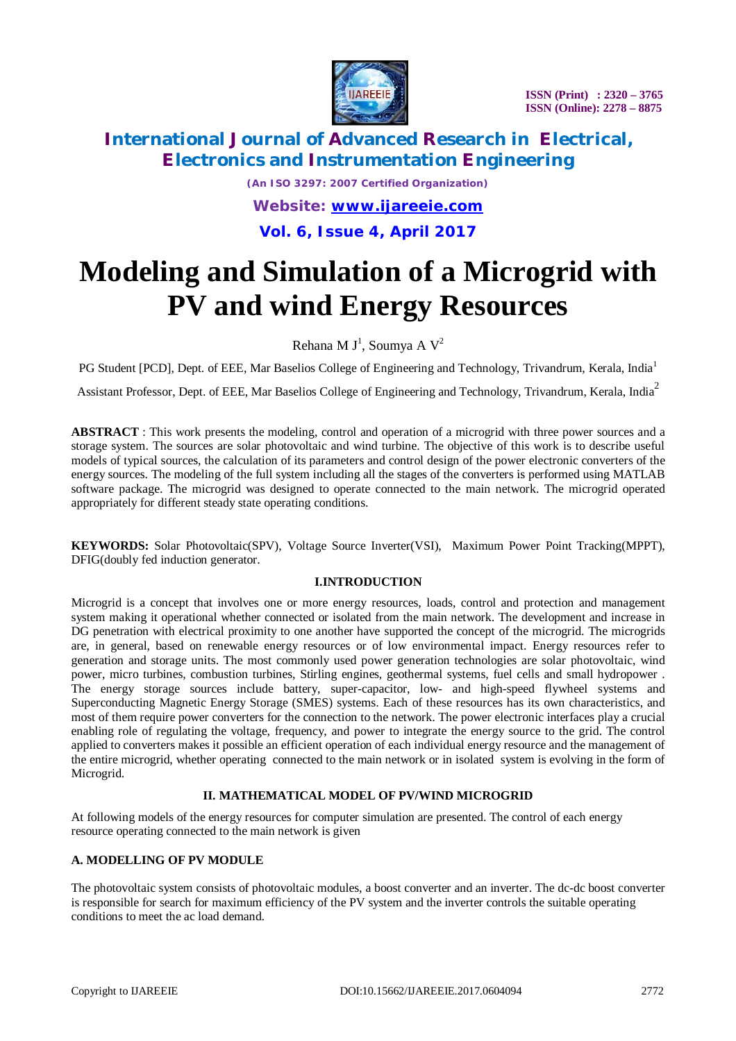# Modeling and Simulation of a Microgrid with PV and wind Energy Resources

Rehana M J[1], Soumya A V[2]

PG Student [PCD], Dept. of EEE, Mar Baselios College of Engineering and Technology, Trivandrum, Kerala, India[1]

Assistant Professor, Dept. of EEE, Mar Baselios College of Engineering and Technology, Trivandrum, Kerala, India[2]

**ABSTRACT** : This work presents the modeling, control and operation of a microgrid with three power sources and a storage system. The sources are solar photovoltaic and wind turbine. The objective of this work is to describe useful models of typical sources, the calculation of its parameters and control design of the power electronic converters of the energy sources. The modeling of the full system including all the stages of the converters is performed using MATLAB software package. The microgrid was designed to operate connected to the main network. The microgrid operated appropriately for different steady state operating conditions.

**KEYWORDS:** Solar Photovoltaic(SPV), Voltage Source Inverter(VSI), Maximum Power Point Tracking(MPPT), DFIG(doubly fed induction generator.

## I.INTRODUCTION

Microgrid is a concept that involves one or more energy resources, loads, control and protection and management system making it operational whether connected or isolated from the main network. The development and increase in DG penetration with electrical proximity to one another have supported the concept of the microgrid. The microgrids are, in general, based on renewable energy resources or of low environmental impact. Energy resources refer to generation and storage units. The most commonly used power generation technologies are solar photovoltaic, wind power, micro turbines, combustion turbines, Stirling engines, geothermal systems, fuel cells and small hydropower . The energy storage sources include battery, super-capacitor, low- and high-speed flywheel systems and Superconducting Magnetic Energy Storage (SMES) systems. Each of these resources has its own characteristics, and most of them require power converters for the connection to the network. The power electronic interfaces play a crucial enabling role of regulating the voltage, frequency, and power to integrate the energy source to the grid. The control applied to converters makes it possible an efficient operation of each individual energy resource and the management of the entire microgrid, whether operating connected to the main network or in isolated system is evolving in the form of Microgrid.

## II. MATHEMATICAL MODEL OF PV/WIND MICROGRID

At following models of the energy resources for computer simulation are presented. The control of each energy resource operating connected to the main network is given

### A. MODELLING OF PV MODULE

The photovoltaic system consists of photovoltaic modules, a boost converter and an inverter. The dc-dc boost converter is responsible for search for maximum efficiency of the PV system and the inverter controls the suitable operating conditions to meet the ac load demand.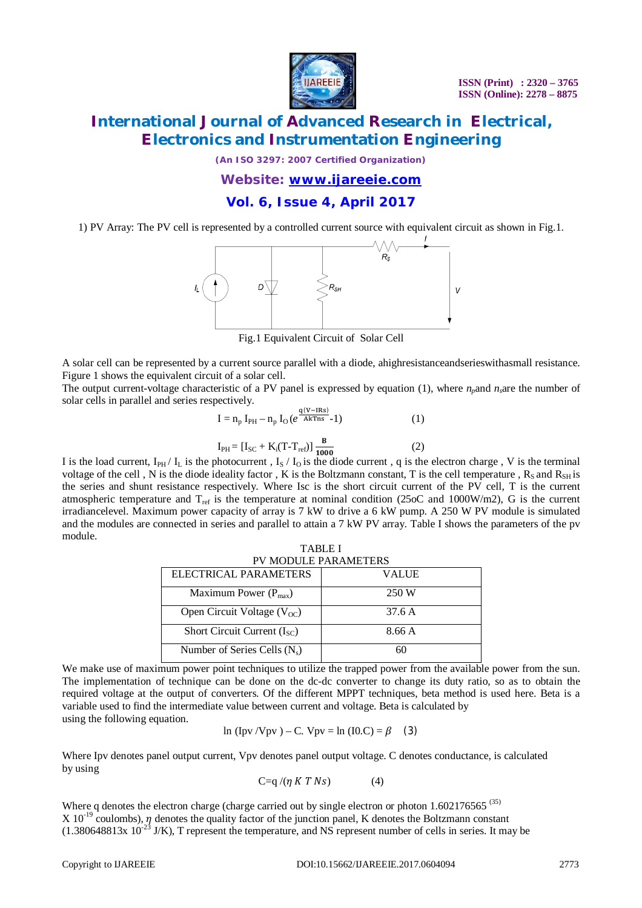1) PV Array: The PV cell is represented by a controlled current source with equivalent circuit as shown in Fig.1.

Fig.1 Equivalent Circuit of Solar Cell

A solar cell can be represented by a current source parallel with a diode, ahighresistanceandserieswithasmall resistance. Figure 1 shows the equivalent circuit of a solar cell.

The output current-voltage characteristic of a PV panel is expressed by equation (1), where $n_p$and $n_s$are the number of solar cells in parallel and series respectively.

$$I = n_p\, I_{PH} - n_p\, I_O\,(e^{\frac{q(V-IRs)}{AkTns}} - 1) \qquad (1)$$

$$I_{PH} = [I_{SC} + K_i(T - T_{ref})]\,\frac{B}{1000} \qquad (2)$$

I is the load current, $I_{PH}$ / $I_L$ is the photocurrent , $I_S$ / $I_O$ is the diode current , q is the electron charge , V is the terminal voltage of the cell , N is the diode ideality factor , K is the Boltzmann constant, T is the cell temperature , $R_S$ and $R_{SH}$ is the series and shunt resistance respectively. Where Isc is the short circuit current of the PV cell, T is the current atmospheric temperature and $T_{ref}$ is the temperature at nominal condition (25oC and 1000W/m2), G is the current irradiancelevel. Maximum power capacity of array is 7 kW to drive a 6 kW pump. A 250 W PV module is simulated and the modules are connected in series and parallel to attain a 7 kW PV array. Table I shows the parameters of the pv module.

TABLE I
PV MODULE PARAMETERS

| ELECTRICAL PARAMETERS | VALUE |
| --- | --- |
| Maximum Power ($P_{max}$) | 250 W |
| Open Circuit Voltage ($V_{OC}$) | 37.6 A |
| Short Circuit Current ($I_{SC}$) | 8.66 A |
| Number of Series Cells ($N_s$) | 60 |

We make use of maximum power point techniques to utilize the trapped power from the available power from the sun. The implementation of technique can be done on the dc-dc converter to change its duty ratio, so as to obtain the required voltage at the output of converters. Of the different MPPT techniques, beta method is used here. Beta is a variable used to find the intermediate value between current and voltage. Beta is calculated by using the following equation.

$$\ln(Ipv / Vpv) - C.\ Vpv = \ln(I0.C) = \beta \qquad (3)$$

Where Ipv denotes panel output current, Vpv denotes panel output voltage. C denotes conductance, is calculated by using

$$C = q / (\eta\, K\, T\, Ns) \qquad (4)$$

Where q denotes the electron charge (charge carried out by single electron or photon 1.602176565 [35] X $10^{-19}$ coulombs), $\eta$ denotes the quality factor of the junction panel, K denotes the Boltzmann constant (1.380648813x $10^{-23}$ J/K), T represent the temperature, and NS represent number of cells in series. It may be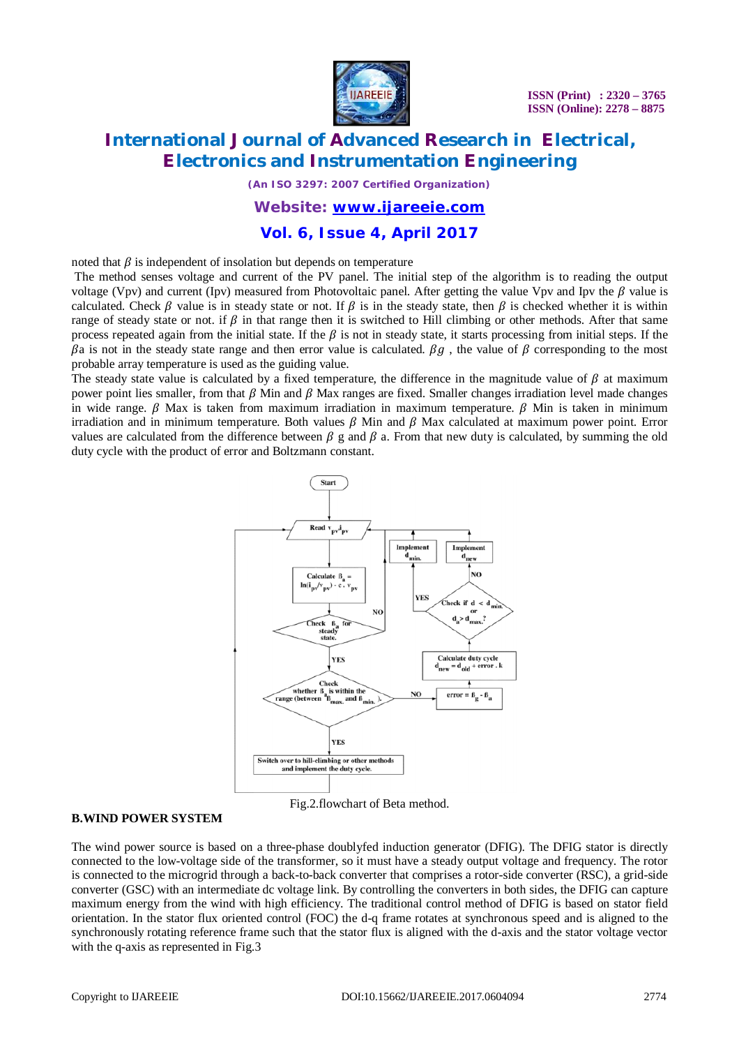noted that $\beta$ is independent of insolation but depends on temperature

The method senses voltage and current of the PV panel. The initial step of the algorithm is to reading the output voltage (Vpv) and current (Ipv) measured from Photovoltaic panel. After getting the value Vpv and Ipv the $\beta$ value is calculated. Check $\beta$ value is in steady state or not. If $\beta$ is in the steady state, then $\beta$ is checked whether it is within range of steady state or not. if $\beta$ in that range then it is switched to Hill climbing or other methods. After that same process repeated again from the initial state. If the $\beta$ is not in steady state, it starts processing from initial steps. If the $\beta$a is not in the steady state range and then error value is calculated. $\beta g$ , the value of $\beta$ corresponding to the most probable array temperature is used as the guiding value.

The steady state value is calculated by a fixed temperature, the difference in the magnitude value of $\beta$ at maximum power point lies smaller, from that $\beta$ Min and $\beta$ Max ranges are fixed. Smaller changes irradiation level made changes in wide range. $\beta$ Max is taken from maximum irradiation in maximum temperature. $\beta$ Min is taken in minimum irradiation and in minimum temperature. Both values $\beta$ Min and $\beta$ Max calculated at maximum power point. Error values are calculated from the difference between $\beta$ g and $\beta$ a. From that new duty is calculated, by summing the old duty cycle with the product of error and Boltzmann constant.

Fig.2.flowchart of Beta method.

**B.WIND POWER SYSTEM**

The wind power source is based on a three-phase doublyfed induction generator (DFIG). The DFIG stator is directly connected to the low-voltage side of the transformer, so it must have a steady output voltage and frequency. The rotor is connected to the microgrid through a back-to-back converter that comprises a rotor-side converter (RSC), a grid-side converter (GSC) with an intermediate dc voltage link. By controlling the converters in both sides, the DFIG can capture maximum energy from the wind with high efficiency. The traditional control method of DFIG is based on stator field orientation. In the stator flux oriented control (FOC) the d-q frame rotates at synchronous speed and is aligned to the synchronously rotating reference frame such that the stator flux is aligned with the d-axis and the stator voltage vector with the q-axis as represented in Fig.3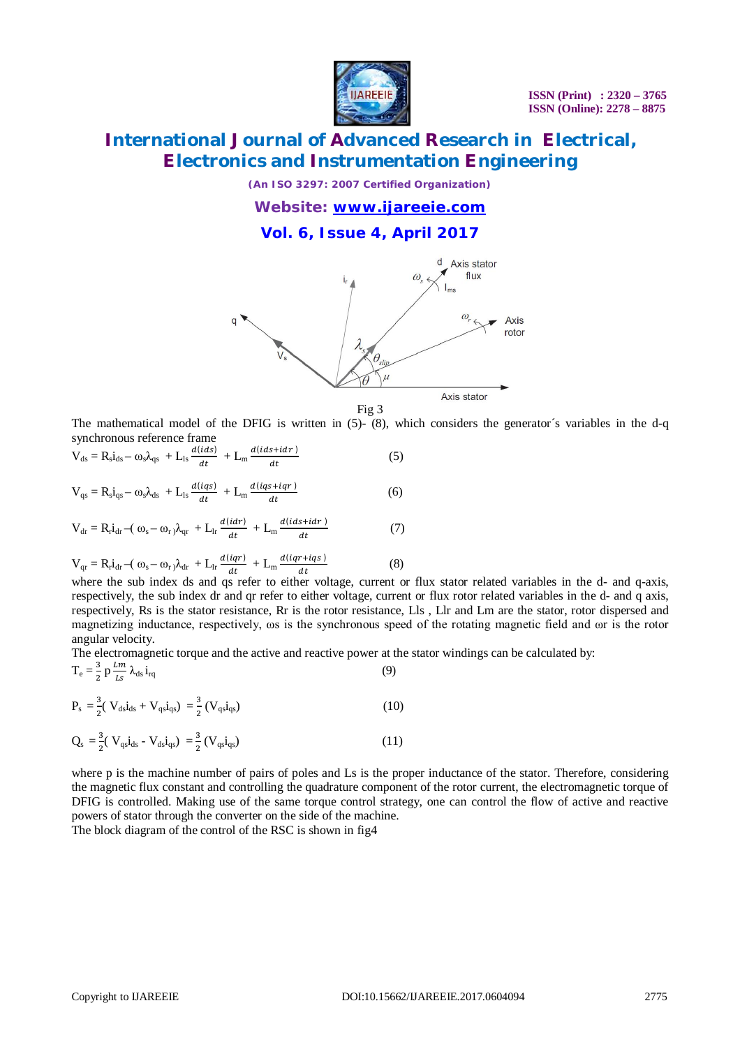Fig 3

The mathematical model of the DFIG is written in (5)- (8), which considers the generator´s variables in the d-q synchronous reference frame

$$V_{ds} = R_s i_{ds} - \omega_s \lambda_{qs} + L_{ls} \frac{d(ids)}{dt} + L_m \frac{d(ids+idr)}{dt} \qquad (5)$$

$$V_{qs} = R_s i_{qs} - \omega_s \lambda_{ds} + L_{ls} \frac{d(iqs)}{dt} + L_m \frac{d(iqs+iqr)}{dt} \qquad (6)$$

$$V_{dr} = R_r i_{dr} - (\omega_s - \omega_r)\lambda_{qr} + L_{lr} \frac{d(idr)}{dt} + L_m \frac{d(ids+idr)}{dt} \qquad (7)$$

$$V_{qr} = R_r i_{dr} - (\omega_s - \omega_r)\lambda_{dr} + L_{lr} \frac{d(iqr)}{dt} + L_m \frac{d(iqr+iqs)}{dt} \qquad (8)$$

where the sub index ds and qs refer to either voltage, current or flux stator related variables in the d- and q-axis, respectively, the sub index dr and qr refer to either voltage, current or flux rotor related variables in the d- and q axis, respectively, Rs is the stator resistance, Rr is the rotor resistance, Lls , Llr and Lm are the stator, rotor dispersed and magnetizing inductance, respectively, ωs is the synchronous speed of the rotating magnetic field and ωr is the rotor angular velocity.

The electromagnetic torque and the active and reactive power at the stator windings can be calculated by:

$$T_e = \frac{3}{2} p \frac{Lm}{Ls} \lambda_{ds} i_{rq} \qquad (9)$$

$$P_s = \frac{3}{2}( V_{ds} i_{ds} + V_{qs} i_{qs}) = \frac{3}{2} (V_{qs} i_{qs}) \qquad (10)$$

$$Q_s = \frac{3}{2}( V_{qs} i_{ds} - V_{ds} i_{qs}) = \frac{3}{2} (V_{qs} i_{qs}) \qquad (11)$$

where p is the machine number of pairs of poles and Ls is the proper inductance of the stator. Therefore, considering the magnetic flux constant and controlling the quadrature component of the rotor current, the electromagnetic torque of DFIG is controlled. Making use of the same torque control strategy, one can control the flow of active and reactive powers of stator through the converter on the side of the machine.

The block diagram of the control of the RSC is shown in fig4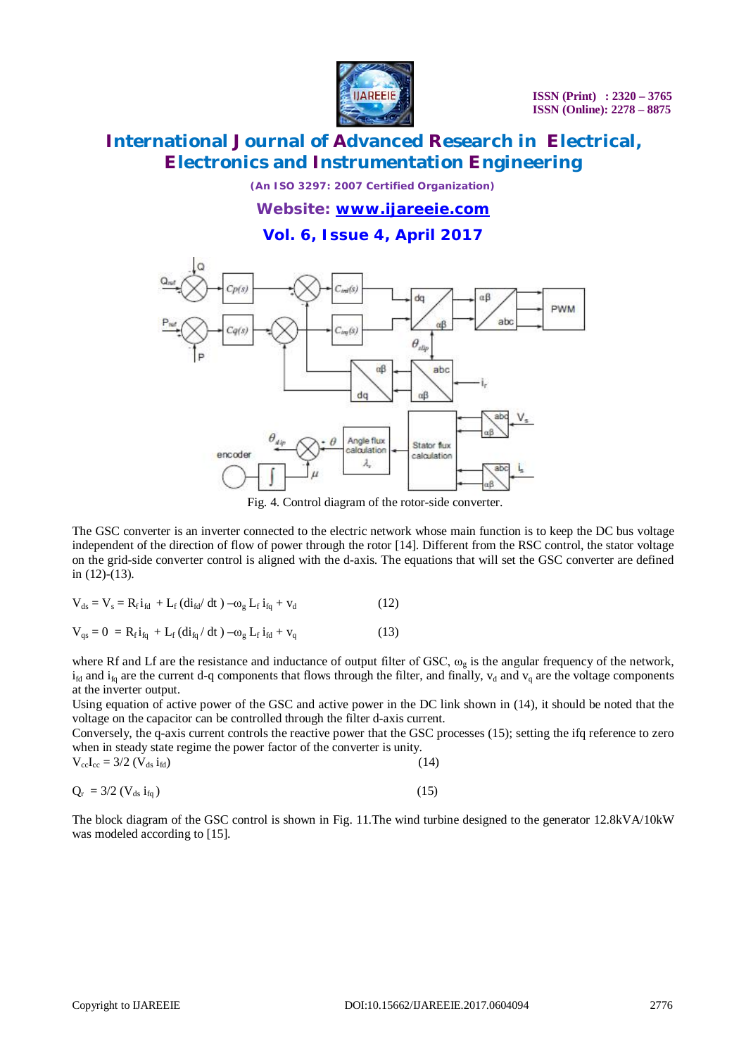Fig. 4. Control diagram of the rotor-side converter.

The GSC converter is an inverter connected to the electric network whose main function is to keep the DC bus voltage independent of the direction of flow of power through the rotor [14]. Different from the RSC control, the stator voltage on the grid-side converter control is aligned with the d-axis. The equations that will set the GSC converter are defined in (12)-(13).

$$V_{ds} = V_s = R_f i_{fd} + L_f (di_{fd}/dt) - \omega_g L_f i_{fq} + v_d \quad (12)$$

$$V_{qs} = 0 = R_f i_{fq} + L_f (di_{fq}/dt) - \omega_g L_f i_{fd} + v_q \quad (13)$$

where Rf and Lf are the resistance and inductance of output filter of GSC, $\omega_g$ is the angular frequency of the network, $i_{fd}$ and $i_{fq}$ are the current d-q components that flows through the filter, and finally, $v_d$ and $v_q$ are the voltage components at the inverter output.

Using equation of active power of the GSC and active power in the DC link shown in (14), it should be noted that the voltage on the capacitor can be controlled through the filter d-axis current.

Conversely, the q-axis current controls the reactive power that the GSC processes (15); setting the ifq reference to zero when in steady state regime the power factor of the converter is unity.

$$V_{cc}I_{cc} = 3/2\,(V_{ds}\, i_{fd}) \quad (14)$$

$$Q_r = 3/2\,(V_{ds}\, i_{fq}) \quad (15)$$

The block diagram of the GSC control is shown in Fig. 11.The wind turbine designed to the generator 12.8kVA/10kW was modeled according to [15].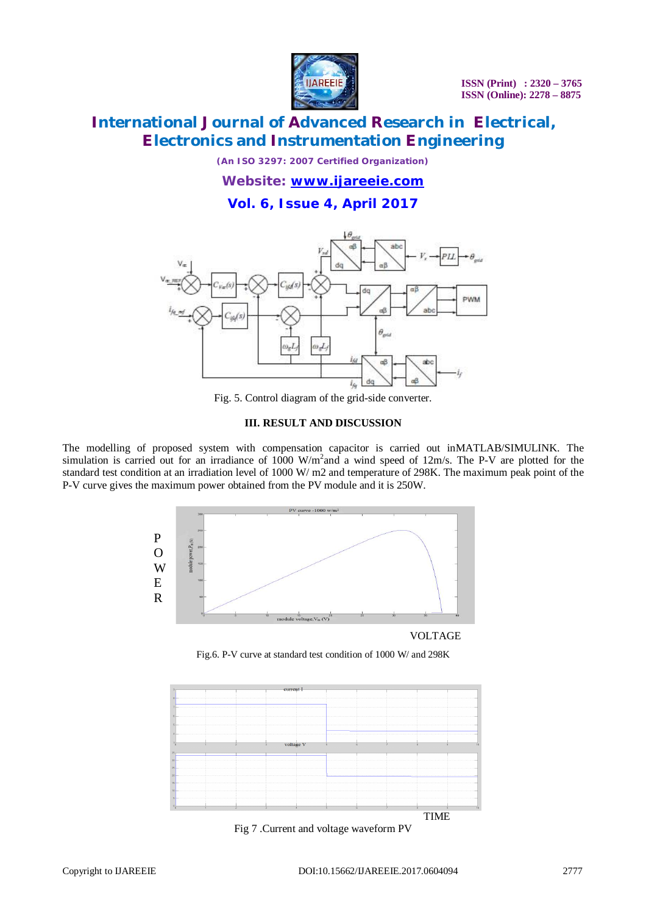Fig. 5. Control diagram of the grid-side converter.

### III. RESULT AND DISCUSSION

The modelling of proposed system with compensation capacitor is carried out inMATLAB/SIMULINK. The simulation is carried out for an irradiance of 1000 W/m$^2$and a wind speed of 12m/s. The P-V are plotted for the standard test condition at an irradiation level of 1000 W/ m2 and temperature of 298K. The maximum peak point of the P-V curve gives the maximum power obtained from the PV module and it is 250W.

Fig.6. P-V curve at standard test condition of 1000 W/ and 298K

Fig 7 .Current and voltage waveform PV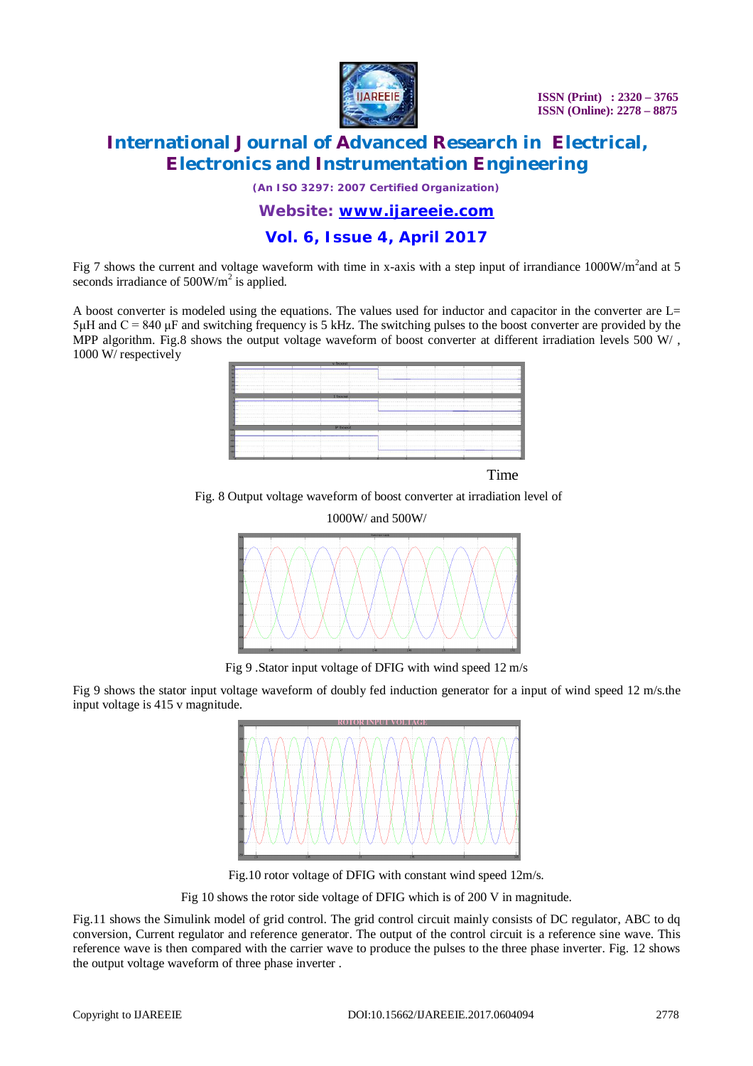Fig 7 shows the current and voltage waveform with time in x-axis with a step input of irrandiance 1000W/$m^2$and at 5 seconds irradiance of 500W/$m^2$ is applied.

A boost converter is modeled using the equations. The values used for inductor and capacitor in the converter are L= 5μH and C = 840 μF and switching frequency is 5 kHz. The switching pulses to the boost converter are provided by the MPP algorithm. Fig.8 shows the output voltage waveform of boost converter at different irradiation levels 500 W/ , 1000 W/ respectively

Time

Fig. 8 Output voltage waveform of boost converter at irradiation level of

1000W/ and 500W/

Fig 9 .Stator input voltage of DFIG with wind speed 12 m/s

Fig 9 shows the stator input voltage waveform of doubly fed induction generator for a input of wind speed 12 m/s.the input voltage is 415 v magnitude.

Fig.10 rotor voltage of DFIG with constant wind speed 12m/s.

Fig 10 shows the rotor side voltage of DFIG which is of 200 V in magnitude.

Fig.11 shows the Simulink model of grid control. The grid control circuit mainly consists of DC regulator, ABC to dq conversion, Current regulator and reference generator. The output of the control circuit is a reference sine wave. This reference wave is then compared with the carrier wave to produce the pulses to the three phase inverter. Fig. 12 shows the output voltage waveform of three phase inverter .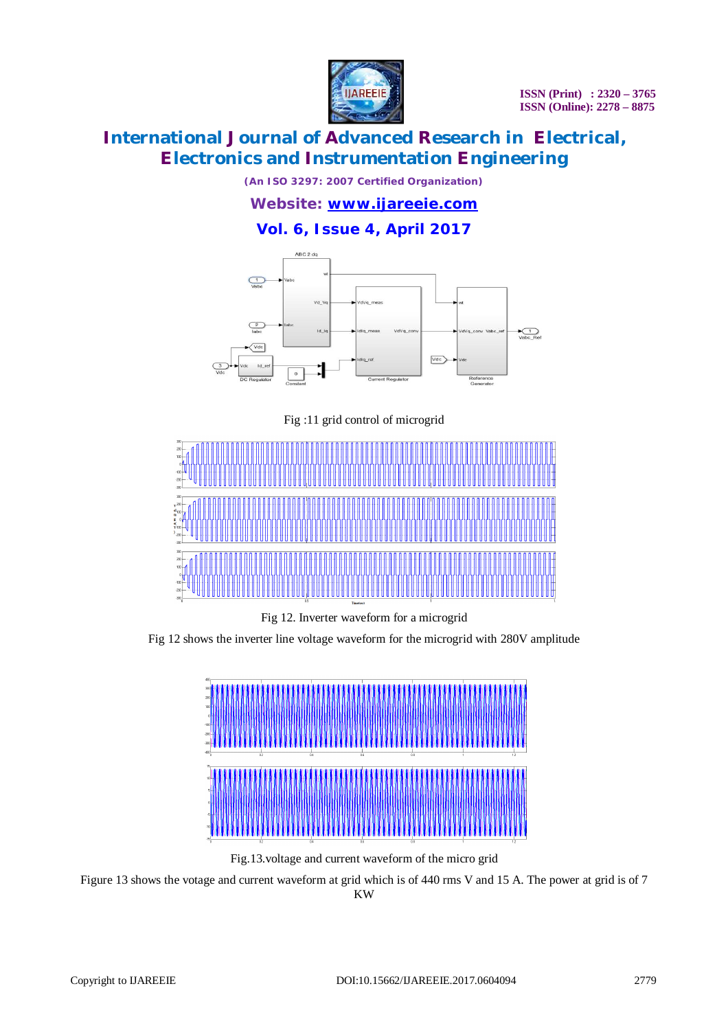Fig :11 grid control of microgrid

Fig 12. Inverter waveform for a microgrid

Fig 12 shows the inverter line voltage waveform for the microgrid with 280V amplitude

Fig.13.voltage and current waveform of the micro grid

Figure 13 shows the votage and current waveform at grid which is of 440 rms V and 15 A. The power at grid is of 7 KW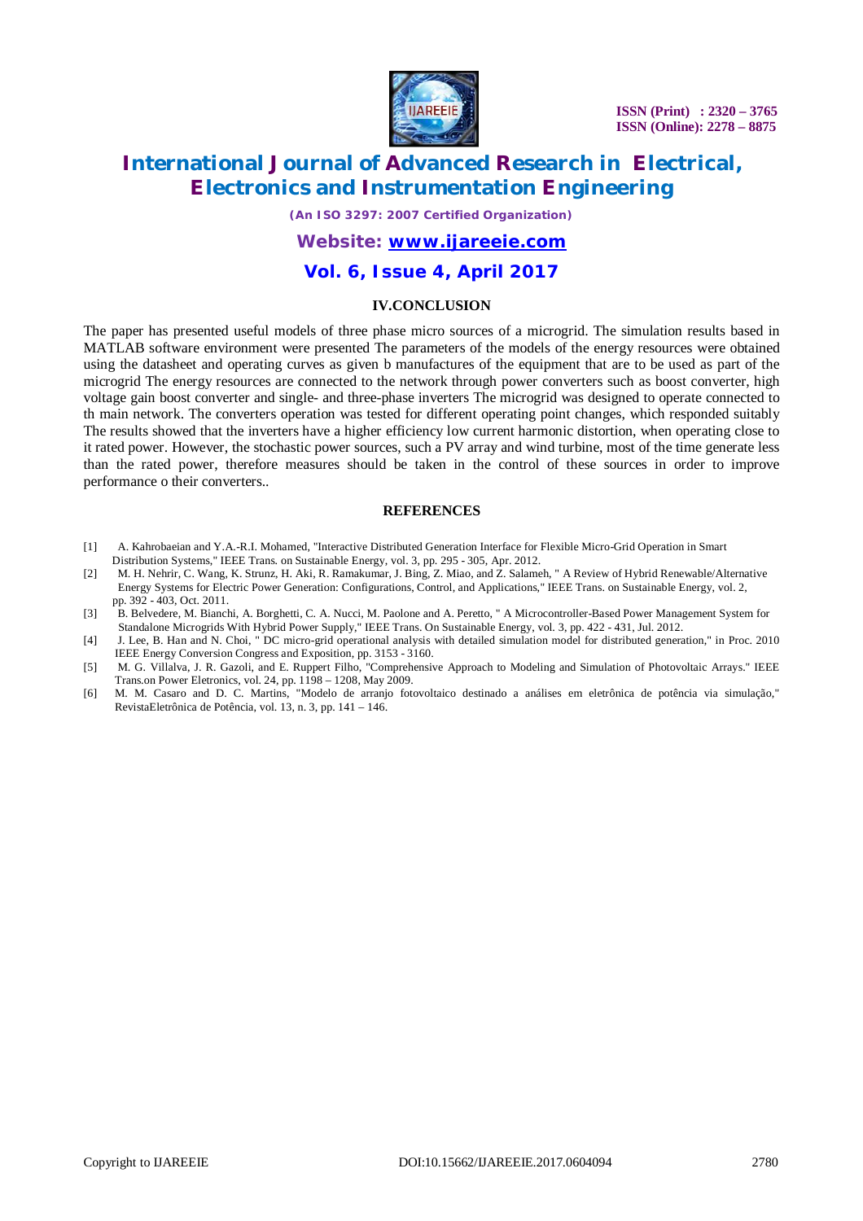## IV.CONCLUSION

The paper has presented useful models of three phase micro sources of a microgrid. The simulation results based in MATLAB software environment were presented The parameters of the models of the energy resources were obtained using the datasheet and operating curves as given b manufactures of the equipment that are to be used as part of the microgrid The energy resources are connected to the network through power converters such as boost converter, high voltage gain boost converter and single- and three-phase inverters The microgrid was designed to operate connected to th main network. The converters operation was tested for different operating point changes, which responded suitably The results showed that the inverters have a higher efficiency low current harmonic distortion, when operating close to it rated power. However, the stochastic power sources, such a PV array and wind turbine, most of the time generate less than the rated power, therefore measures should be taken in the control of these sources in order to improve performance o their converters..

## REFERENCES

[1] A. Kahrobaeian and Y.A.-R.I. Mohamed, "Interactive Distributed Generation Interface for Flexible Micro-Grid Operation in Smart Distribution Systems," IEEE Trans. on Sustainable Energy, vol. 3, pp. 295 - 305, Apr. 2012.

[2] M. H. Nehrir, C. Wang, K. Strunz, H. Aki, R. Ramakumar, J. Bing, Z. Miao, and Z. Salameh, " A Review of Hybrid Renewable/Alternative Energy Systems for Electric Power Generation: Configurations, Control, and Applications," IEEE Trans. on Sustainable Energy, vol. 2, pp. 392 - 403, Oct. 2011.

[3] B. Belvedere, M. Bianchi, A. Borghetti, C. A. Nucci, M. Paolone and A. Peretto, " A Microcontroller-Based Power Management System for Standalone Microgrids With Hybrid Power Supply," IEEE Trans. On Sustainable Energy, vol. 3, pp. 422 - 431, Jul. 2012.

[4] J. Lee, B. Han and N. Choi, " DC micro-grid operational analysis with detailed simulation model for distributed generation," in Proc. 2010 IEEE Energy Conversion Congress and Exposition, pp. 3153 - 3160.

[5] M. G. Villalva, J. R. Gazoli, and E. Ruppert Filho, "Comprehensive Approach to Modeling and Simulation of Photovoltaic Arrays." IEEE Trans.on Power Eletronics, vol. 24, pp. 1198 – 1208, May 2009.

[6] M. M. Casaro and D. C. Martins, "Modelo de arranjo fotovoltaico destinado a análises em eletrônica de potência via simulação," RevistaEletrônica de Potência, vol. 13, n. 3, pp. 141 – 146.